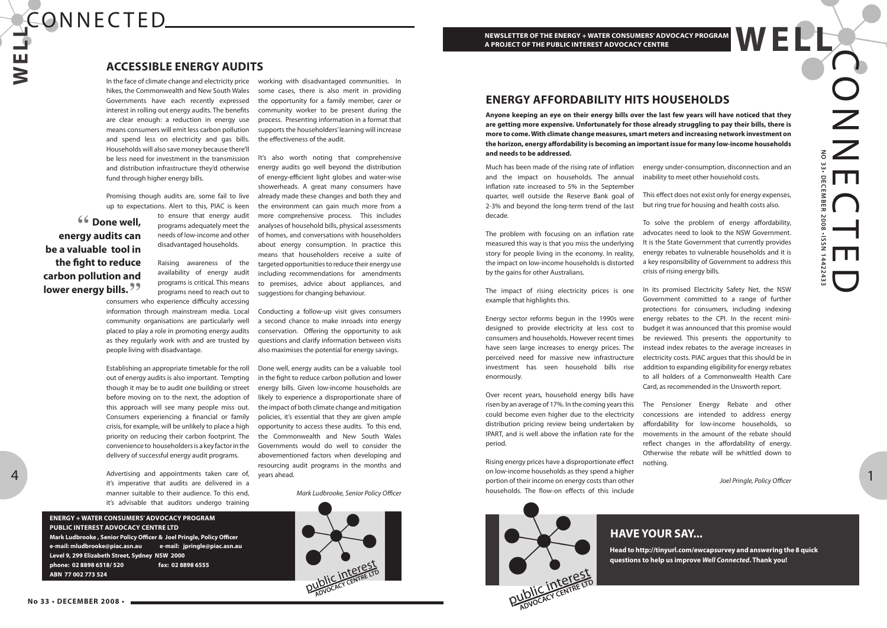## ENERGY AFFORDABILITY HITS HOUSEHOLDS

**Anyone keeping an eye on their energy bills over the last few years will have noticed that they are getting more expensive. Unfortunately for those already struggling to pay their bills, there is more to come. With climate change measures, smart meters and increasing network investment on the horizon, energy affordability is becoming an important issue for many low-income households and needs to be addressed.**

Much has been made of the rising rate of inflation and the impact on households. The annual inflation rate increased to 5% in the September quarter, well outside the Reserve Bank goal of 2-3% and beyond the long-term trend of the last decade.

The problem with focusing on an inflation rate measured this way is that you miss the underlying story for people living in the economy. In reality, the impact on low-income households is distorted by the gains for other Australians.

The impact of rising electricity prices is one example that highlights this.

Energy sector reforms begun in the 1990s were designed to provide electricity at less cost to consumers and households. However recent times have seen large increases to energy prices. The perceived need for massive new infrastructure investment has seen household bills rise enormously.

Over recent years, household energy bills have risen by an average of 17%. In the coming years this could become even higher due to the electricity distribution pricing review being undertaken by IPART, and is well above the inflation rate for the period.

Rising energy prices have a disproportionate effect on low-income households as they spend a higher portion of their income on energy costs than other households. The flow-on effects of this include energy under-consumption, disconnection and an inability to meet other household costs.

This effect does not exist only for energy expenses, but ring true for housing and health costs also.

To solve the problem of energy affordability, advocates need to look to the NSW Government. It is the State Government that currently provides energy rebates to vulnerable households and it is a key responsibility of Government to address this crisis of rising energy bills.

In its promised Electricity Safety Net, the NSW Government committed to a range of further protections for consumers, including indexing energy rebates to the CPI. In the recent mini-budget it was announced that this promise would be reviewed. This presents the opportunity to instead index rebates to the average increases in electricity costs. PIAC argues that this should be in addition to expanding eligibility for energy rebates to all holders of a Commonwealth Health Care Card, as recommended in the Unsworth report.

The Pensioner Energy Rebate and other concessions are intended to address energy affordability for low-income households, so movements in the amount of the rebate should reflect changes in the affordability of energy. Otherwise the rebate will be whittled down to nothing.

*Joel Pringle, Policy Officer*

## HAVE YOUR SAY...

**Head to http://tinyurl.com/ewcapsurvey and answering the 8 quick questions to help us improve *Well Connected*. Thank you!**

## ACCESSIBLE ENERGY AUDITS

In the face of climate change and electricity price hikes, the Commonwealth and New South Wales Governments have each recently expressed interest in rolling out energy audits. The benefits are clear enough: a reduction in energy use means consumers will emit less carbon pollution and spend less on electricity and gas bills. Households will also save money because there'll be less need for investment in the transmission and distribution infrastructure they'd otherwise fund through higher energy bills.

Promising though audits are, some fail to live up to expectations. Alert to this, PIAC is keen to ensure that energy audit programs adequately meet the needs of low-income and other disadvantaged households.

> **"Done well, energy audits can be a valuable tool in the fight to reduce carbon pollution and lower energy bills."**

Raising awareness of the availability of energy audit programs is critical. This means programs need to reach out to consumers who experience difficulty accessing information through mainstream media. Local community organisations are particularly well placed to play a role in promoting energy audits as they regularly work with and are trusted by people living with disadvantage.

Establishing an appropriate timetable for the roll out of energy audits is also important. Tempting though it may be to audit one building or street before moving on to the next, the adoption of this approach will see many people miss out. Consumers experiencing a financial or family crisis, for example, will be unlikely to place a high priority on reducing their carbon footprint. The convenience to householders is a key factor in the delivery of successful energy audit programs.

Advertising and appointments taken care of, it's imperative that audits are delivered in a manner suitable to their audience. To this end, it's advisable that auditors undergo training working with disadvantaged communities. In some cases, there is also merit in providing the opportunity for a family member, carer or community worker to be present during the process. Presenting information in a format that supports the householders' learning will increase the effectiveness of the audit.

It's also worth noting that comprehensive energy audits go well beyond the distribution of energy-efficient light globes and water-wise showerheads. A great many consumers have already made these changes and both they and the environment can gain much more from a more comprehensive process. This includes analyses of household bills, physical assessments of homes, and conversations with householders about energy consumption. In practice this means that householders receive a suite of targeted opportunities to reduce their energy use including recommendations for amendments to premises, advice about appliances, and suggestions for changing behaviour.

Conducting a follow-up visit gives consumers a second chance to make inroads into energy conservation. Offering the opportunity to ask questions and clarify information between visits also maximises the potential for energy savings.

Done well, energy audits can be a valuable tool in the fight to reduce carbon pollution and lower energy bills. Given low-income households are likely to experience a disproportionate share of the impact of both climate change and mitigation policies, it's essential that they are given ample opportunity to access these audits. To this end, the Commonwealth and New South Wales Governments would do well to consider the abovementioned factors when developing and resourcing audit programs in the months and years ahead.

*Mark Ludbrooke, Senior Policy Officer*

**ENERGY + WATER CONSUMERS' ADVOCACY PROGRAM**
**PUBLIC INTEREST ADVOCACY CENTRE LTD**
**Mark Ludbrooke, Senior Policy Officer & Joel Pringle, Policy Officer**
**e-mail: mludbrooke@piac.asn.au e-mail: jpringle@piac.asn.au**
**Level 9, 299 Elizabeth Street, Sydney NSW 2000**
**phone: 02 8898 6518/ 520 fax: 02 8898 6555**
**ABN 77 002 773 524**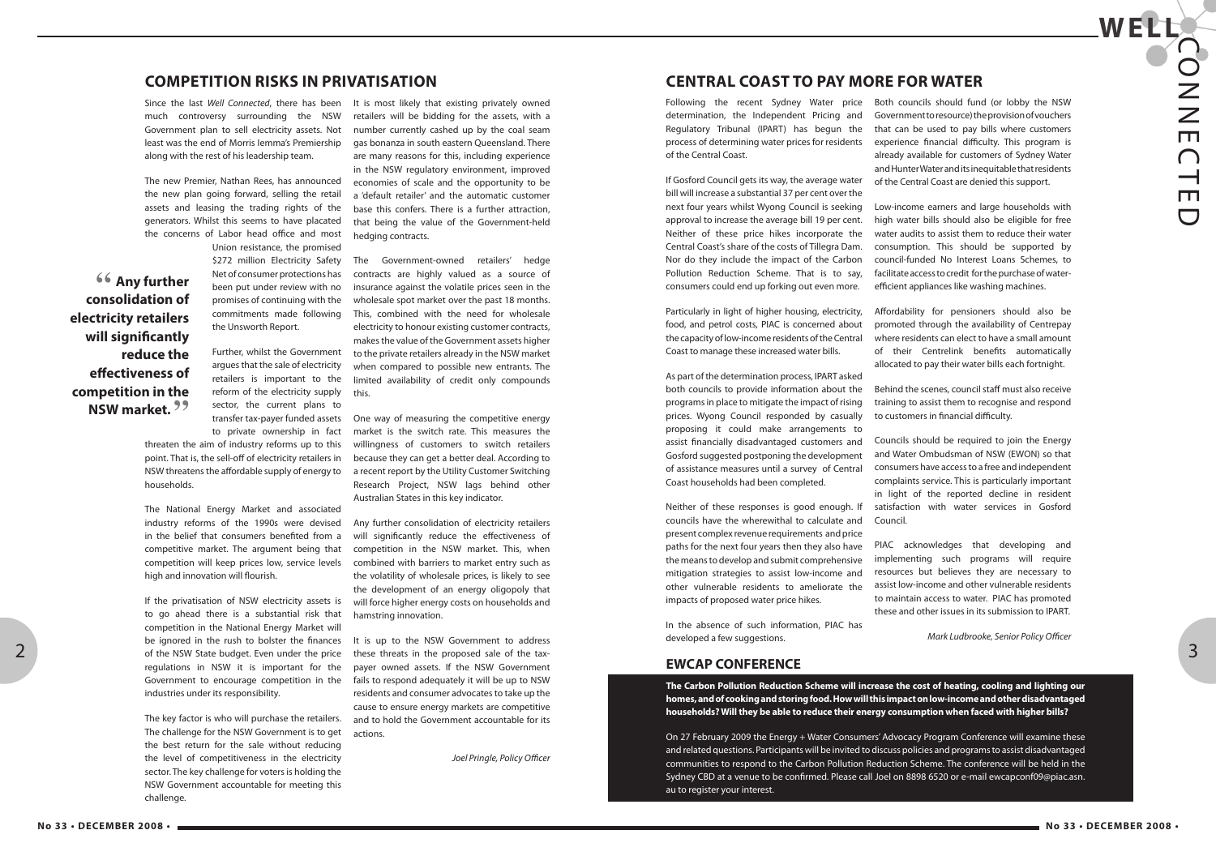## COMPETITION RISKS IN PRIVATISATION

Since the last *Well Connected*, there has been much controversy surrounding the NSW Government plan to sell electricity assets. Not least was the end of Morris Iemma's Premiership along with the rest of his leadership team.

The new Premier, Nathan Rees, has announced the new plan going forward, selling the retail assets and leasing the trading rights of the generators. Whilst this seems to have placated the concerns of Labor head office and most Union resistance, the promised $272 million Electricity Safety Net of consumer protections has been put under review with no promises of continuing with the commitments made following the Unsworth Report.

> **"Any further consolidation of electricity retailers will significantly reduce the effectiveness of competition in the NSW market."**

Further, whilst the Government argues that the sale of electricity retailers is important to the reform of the electricity supply sector, the current plans to transfer tax-payer funded assets to private ownership in fact threaten the aim of industry reforms up to this point. That is, the sell-off of electricity retailers in NSW threatens the affordable supply of energy to households.

The National Energy Market and associated industry reforms of the 1990s were devised in the belief that consumers benefited from a competitive market. The argument being that competition will keep prices low, service levels high and innovation will flourish.

If the privatisation of NSW electricity assets is to go ahead there is a substantial risk that competition in the National Energy Market will be ignored in the rush to bolster the finances of the NSW State budget. Even under the price regulations in NSW it is important for the Government to encourage competition in the industries under its responsibility.

The key factor is who will purchase the retailers. The challenge for the NSW Government is to get the best return for the sale without reducing the level of competitiveness in the electricity sector. The key challenge for voters is holding the NSW Government accountable for meeting this challenge.

It is most likely that existing privately owned retailers will be bidding for the assets, with a number currently cashed up by the coal seam gas bonanza in south eastern Queensland. There are many reasons for this, including experience in the NSW regulatory environment, improved economies of scale and the opportunity to be a 'default retailer' and the automatic customer base this confers. There is a further attraction, that being the value of the Government-held hedging contracts.

The Government-owned retailers' hedge contracts are highly valued as a source of insurance against the volatile prices seen in the wholesale spot market over the past 18 months. This, combined with the need for wholesale electricity to honour existing customer contracts, makes the value of the Government assets higher to the private retailers already in the NSW market when compared to possible new entrants. The limited availability of credit only compounds this.

One way of measuring the competitive energy market is the switch rate. This measures the willingness of customers to switch retailers because they can get a better deal. According to a recent report by the Utility Customer Switching Research Project, NSW lags behind other Australian States in this key indicator.

Any further consolidation of electricity retailers will significantly reduce the effectiveness of competition in the NSW market. This, when combined with barriers to market entry such as the volatility of wholesale prices, is likely to see the development of an energy oligopoly that will force higher energy costs on households and hamstring innovation.

It is up to the NSW Government to address these threats in the proposed sale of the tax-payer owned assets. If the NSW Government fails to respond adequately it will be up to NSW residents and consumer advocates to take up the cause to ensure energy markets are competitive and to hold the Government accountable for its actions.

*Joel Pringle, Policy Officer*

## CENTRAL COAST TO PAY MORE FOR WATER

Following the recent Sydney Water price determination, the Independent Pricing and Regulatory Tribunal (IPART) has begun the process of determining water prices for residents of the Central Coast.

If Gosford Council gets its way, the average water bill will increase a substantial 37 per cent over the next four years whilst Wyong Council is seeking approval to increase the average bill 19 per cent. Neither of these price hikes incorporate the Central Coast's share of the costs of Tillegra Dam. Nor do they include the impact of the Carbon Pollution Reduction Scheme. That is to say, consumers could end up forking out even more.

Particularly in light of higher housing, electricity, food, and petrol costs, PIAC is concerned about the capacity of low-income residents of the Central Coast to manage these increased water bills.

As part of the determination process, IPART asked both councils to provide information about the programs in place to mitigate the impact of rising prices. Wyong Council responded by casually proposing it could make arrangements to assist financially disadvantaged customers and Gosford suggested postponing the development of assistance measures until a survey of Central Coast households had been completed.

Neither of these responses is good enough. If councils have the wherewithal to calculate and present complex revenue requirements and price paths for the next four years then they also have the means to develop and submit comprehensive mitigation strategies to assist low-income and other vulnerable residents to ameliorate the impacts of proposed water price hikes.

In the absence of such information, PIAC has developed a few suggestions.

Both councils should fund (or lobby the NSW Government to resource) the provision of vouchers that can be used to pay bills where customers experience financial difficulty. This program is already available for customers of Sydney Water and Hunter Water and its inequitable that residents of the Central Coast are denied this support.

Low-income earners and large households with high water bills should also be eligible for free water audits to assist them to reduce their water consumption. This should be supported by council-funded No Interest Loans Schemes, to facilitate access to credit for the purchase of water-efficient appliances like washing machines.

Affordability for pensioners should also be promoted through the availability of Centrepay where residents can elect to have a small amount of their Centrelink benefits automatically allocated to pay their water bills each fortnight.

Behind the scenes, council staff must also receive training to assist them to recognise and respond to customers in financial difficulty.

Councils should be required to join the Energy and Water Ombudsman of NSW (EWON) so that consumers have access to a free and independent complaints service. This is particularly important in light of the reported decline in resident satisfaction with water services in Gosford Council.

PIAC acknowledges that developing and implementing such programs will require resources but believes they are necessary to assist low-income and other vulnerable residents to maintain access to water. PIAC has promoted these and other issues in its submission to IPART.

*Mark Ludbrooke, Senior Policy Officer*

## EWCAP CONFERENCE

**The Carbon Pollution Reduction Scheme will increase the cost of heating, cooling and lighting our homes, and of cooking and storing food. How will this impact on low-income and other disadvantaged households? Will they be able to reduce their energy consumption when faced with higher bills?**

On 27 February 2009 the Energy + Water Consumers' Advocacy Program Conference will examine these and related questions. Participants will be invited to discuss policies and programs to assist disadvantaged communities to respond to the Carbon Pollution Reduction Scheme. The conference will be held in the Sydney CBD at a venue to be confirmed. Please call Joel on 8898 6520 or e-mail ewcapconf09@piac.asn.au to register your interest.